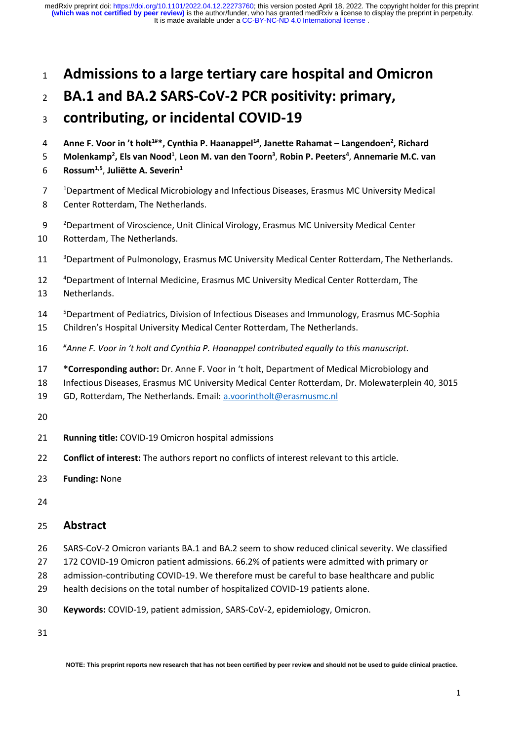# Admissions to a large tertiary care hospital and Omicron BA.1 and BA.2 SARS-CoV-2 PCR positivity: primary, contributing, or incidental COVID-19

**Anne F. Voor in 't holt[1#*], Cynthia P. Haanappel[1#], Janette Rahamat – Langendoen[2], Richard Molenkamp[2], Els van Nood[1], Leon M. van den Toorn[3], Robin P. Peeters[4], Annemarie M.C. van Rossum[1,5], Juliëtte A. Severin[1]**

[1]Department of Medical Microbiology and Infectious Diseases, Erasmus MC University Medical Center Rotterdam, The Netherlands.

[2]Department of Viroscience, Unit Clinical Virology, Erasmus MC University Medical Center Rotterdam, The Netherlands.

[3]Department of Pulmonology, Erasmus MC University Medical Center Rotterdam, The Netherlands.

[4]Department of Internal Medicine, Erasmus MC University Medical Center Rotterdam, The Netherlands.

[5]Department of Pediatrics, Division of Infectious Diseases and Immunology, Erasmus MC-Sophia Children's Hospital University Medical Center Rotterdam, The Netherlands.

*[#]Anne F. Voor in 't holt and Cynthia P. Haanappel contributed equally to this manuscript.*

**\*Corresponding author:** Dr. Anne F. Voor in 't holt, Department of Medical Microbiology and Infectious Diseases, Erasmus MC University Medical Center Rotterdam, Dr. Molewaterplein 40, 3015 GD, Rotterdam, The Netherlands. Email: a.voorintholt@erasmusmc.nl

**Running title:** COVID-19 Omicron hospital admissions

**Conflict of interest:** The authors report no conflicts of interest relevant to this article.

**Funding:** None

## Abstract

SARS-CoV-2 Omicron variants BA.1 and BA.2 seem to show reduced clinical severity. We classified 172 COVID-19 Omicron patient admissions. 66.2% of patients were admitted with primary or admission-contributing COVID-19. We therefore must be careful to base healthcare and public health decisions on the total number of hospitalized COVID-19 patients alone.

**Keywords:** COVID-19, patient admission, SARS-CoV-2, epidemiology, Omicron.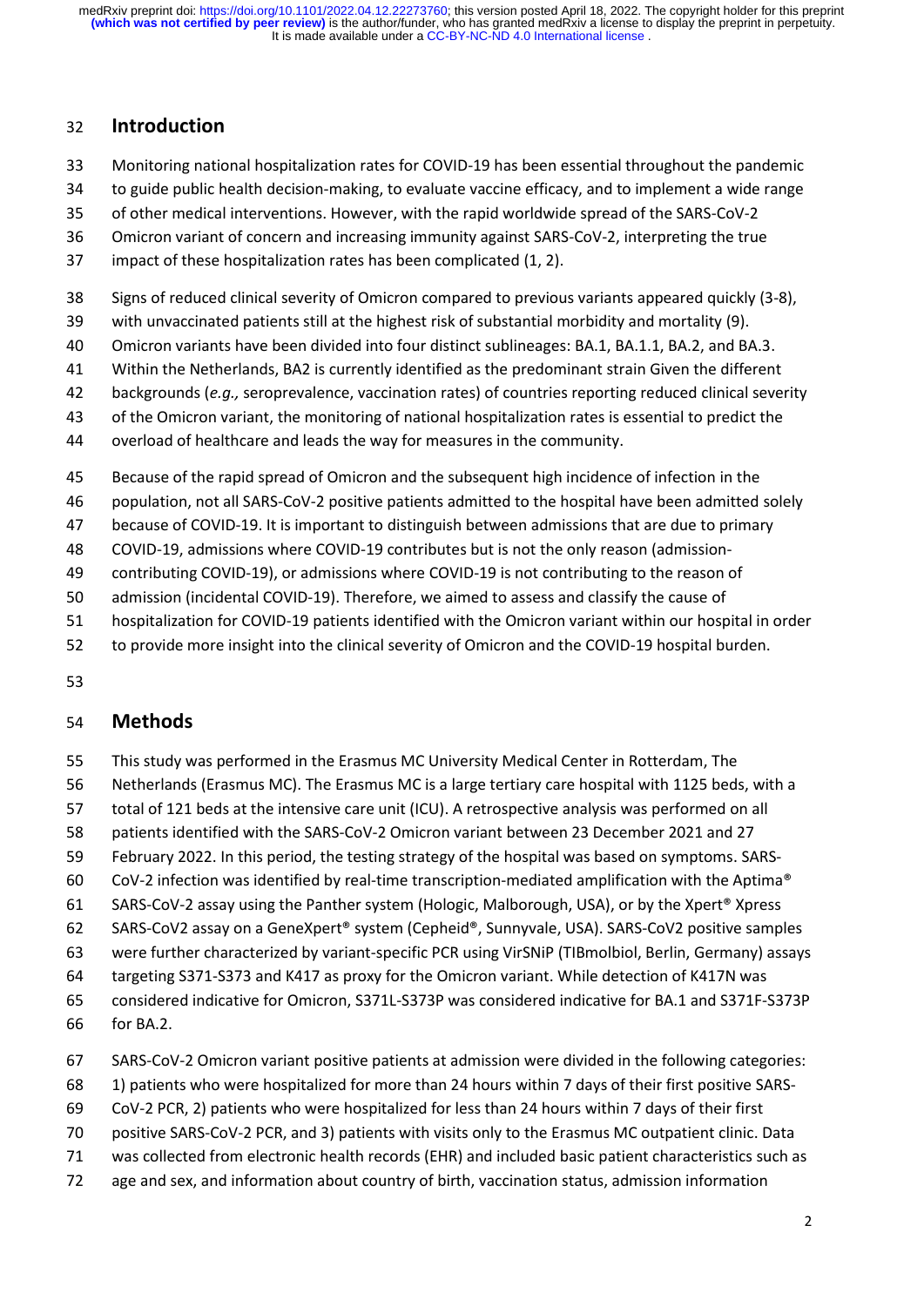## Introduction

Monitoring national hospitalization rates for COVID-19 has been essential throughout the pandemic to guide public health decision-making, to evaluate vaccine efficacy, and to implement a wide range of other medical interventions. However, with the rapid worldwide spread of the SARS-CoV-2 Omicron variant of concern and increasing immunity against SARS-CoV-2, interpreting the true impact of these hospitalization rates has been complicated (1, 2).

Signs of reduced clinical severity of Omicron compared to previous variants appeared quickly (3-8), with unvaccinated patients still at the highest risk of substantial morbidity and mortality (9). Omicron variants have been divided into four distinct sublineages: BA.1, BA.1.1, BA.2, and BA.3. Within the Netherlands, BA2 is currently identified as the predominant strain Given the different backgrounds (*e.g.,* seroprevalence, vaccination rates) of countries reporting reduced clinical severity of the Omicron variant, the monitoring of national hospitalization rates is essential to predict the overload of healthcare and leads the way for measures in the community.

Because of the rapid spread of Omicron and the subsequent high incidence of infection in the population, not all SARS-CoV-2 positive patients admitted to the hospital have been admitted solely because of COVID-19. It is important to distinguish between admissions that are due to primary COVID-19, admissions where COVID-19 contributes but is not the only reason (admission-contributing COVID-19), or admissions where COVID-19 is not contributing to the reason of admission (incidental COVID-19). Therefore, we aimed to assess and classify the cause of hospitalization for COVID-19 patients identified with the Omicron variant within our hospital in order to provide more insight into the clinical severity of Omicron and the COVID-19 hospital burden.

## Methods

This study was performed in the Erasmus MC University Medical Center in Rotterdam, The Netherlands (Erasmus MC). The Erasmus MC is a large tertiary care hospital with 1125 beds, with a total of 121 beds at the intensive care unit (ICU). A retrospective analysis was performed on all patients identified with the SARS-CoV-2 Omicron variant between 23 December 2021 and 27 February 2022. In this period, the testing strategy of the hospital was based on symptoms. SARS-CoV-2 infection was identified by real-time transcription-mediated amplification with the Aptima® SARS-CoV-2 assay using the Panther system (Hologic, Malborough, USA), or by the Xpert® Xpress SARS-CoV2 assay on a GeneXpert® system (Cepheid®, Sunnyvale, USA). SARS-CoV2 positive samples were further characterized by variant-specific PCR using VirSNiP (TIBmolbiol, Berlin, Germany) assays targeting S371-S373 and K417 as proxy for the Omicron variant. While detection of K417N was considered indicative for Omicron, S371L-S373P was considered indicative for BA.1 and S371F-S373P for BA.2.

SARS-CoV-2 Omicron variant positive patients at admission were divided in the following categories: 1) patients who were hospitalized for more than 24 hours within 7 days of their first positive SARS-CoV-2 PCR, 2) patients who were hospitalized for less than 24 hours within 7 days of their first positive SARS-CoV-2 PCR, and 3) patients with visits only to the Erasmus MC outpatient clinic. Data was collected from electronic health records (EHR) and included basic patient characteristics such as age and sex, and information about country of birth, vaccination status, admission information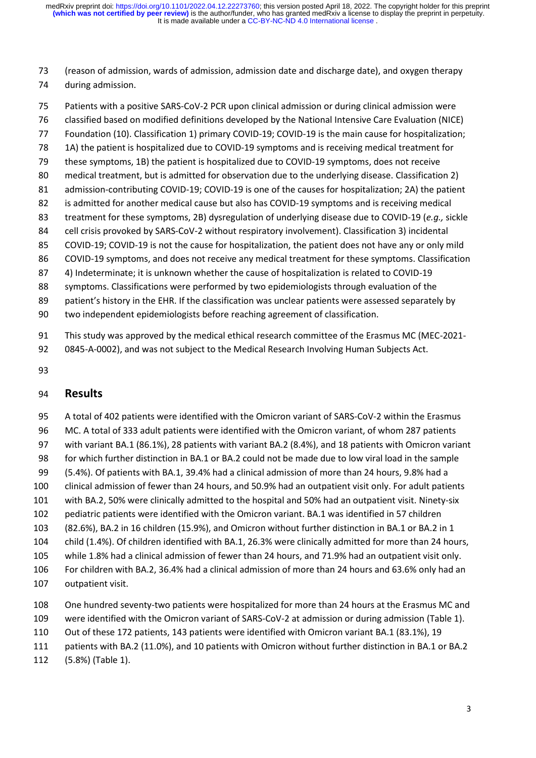(reason of admission, wards of admission, admission date and discharge date), and oxygen therapy during admission.

Patients with a positive SARS-CoV-2 PCR upon clinical admission or during clinical admission were classified based on modified definitions developed by the National Intensive Care Evaluation (NICE) Foundation (10). Classification 1) primary COVID-19; COVID-19 is the main cause for hospitalization; 1A) the patient is hospitalized due to COVID-19 symptoms and is receiving medical treatment for these symptoms, 1B) the patient is hospitalized due to COVID-19 symptoms, does not receive medical treatment, but is admitted for observation due to the underlying disease. Classification 2) admission-contributing COVID-19; COVID-19 is one of the causes for hospitalization; 2A) the patient is admitted for another medical cause but also has COVID-19 symptoms and is receiving medical treatment for these symptoms, 2B) dysregulation of underlying disease due to COVID-19 (*e.g.,* sickle cell crisis provoked by SARS-CoV-2 without respiratory involvement). Classification 3) incidental COVID-19; COVID-19 is not the cause for hospitalization, the patient does not have any or only mild COVID-19 symptoms, and does not receive any medical treatment for these symptoms. Classification 4) Indeterminate; it is unknown whether the cause of hospitalization is related to COVID-19 symptoms. Classifications were performed by two epidemiologists through evaluation of the patient's history in the EHR. If the classification was unclear patients were assessed separately by two independent epidemiologists before reaching agreement of classification.

This study was approved by the medical ethical research committee of the Erasmus MC (MEC-2021-0845-A-0002), and was not subject to the Medical Research Involving Human Subjects Act.

## Results

A total of 402 patients were identified with the Omicron variant of SARS-CoV-2 within the Erasmus MC. A total of 333 adult patients were identified with the Omicron variant, of whom 287 patients with variant BA.1 (86.1%), 28 patients with variant BA.2 (8.4%), and 18 patients with Omicron variant for which further distinction in BA.1 or BA.2 could not be made due to low viral load in the sample (5.4%). Of patients with BA.1, 39.4% had a clinical admission of more than 24 hours, 9.8% had a clinical admission of fewer than 24 hours, and 50.9% had an outpatient visit only. For adult patients with BA.2, 50% were clinically admitted to the hospital and 50% had an outpatient visit. Ninety-six pediatric patients were identified with the Omicron variant. BA.1 was identified in 57 children (82.6%), BA.2 in 16 children (15.9%), and Omicron without further distinction in BA.1 or BA.2 in 1 child (1.4%). Of children identified with BA.1, 26.3% were clinically admitted for more than 24 hours, while 1.8% had a clinical admission of fewer than 24 hours, and 71.9% had an outpatient visit only. For children with BA.2, 36.4% had a clinical admission of more than 24 hours and 63.6% only had an outpatient visit.

One hundred seventy-two patients were hospitalized for more than 24 hours at the Erasmus MC and were identified with the Omicron variant of SARS-CoV-2 at admission or during admission (Table 1). Out of these 172 patients, 143 patients were identified with Omicron variant BA.1 (83.1%), 19 patients with BA.2 (11.0%), and 10 patients with Omicron without further distinction in BA.1 or BA.2 (5.8%) (Table 1).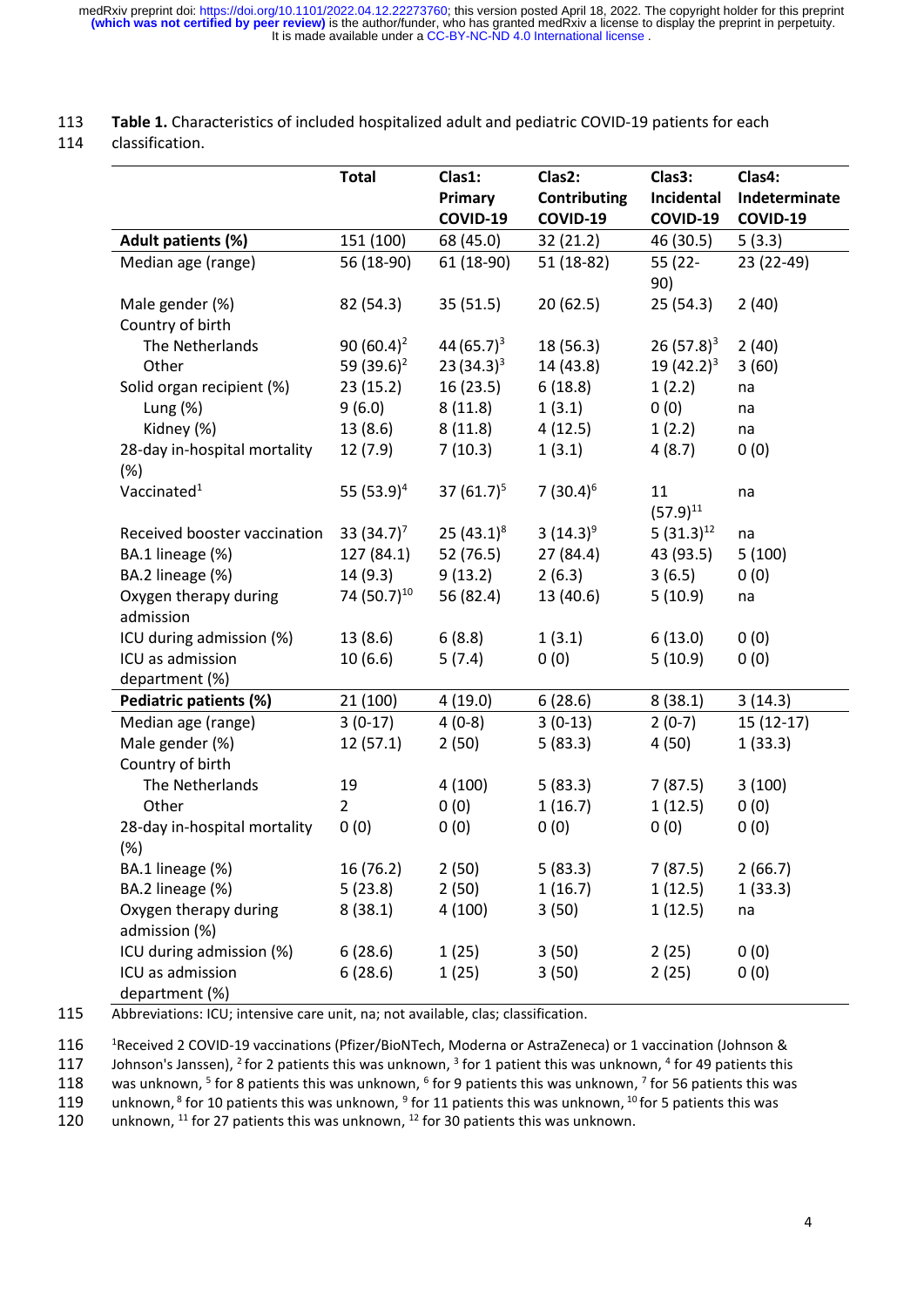**Table 1.** Characteristics of included hospitalized adult and pediatric COVID-19 patients for each classification.

| | Total | Clas1: Primary COVID-19 | Clas2: Contributing COVID-19 | Clas3: Incidental COVID-19 | Clas4: Indeterminate COVID-19 |
|---|---|---|---|---|---|
| **Adult patients (%)** | 151 (100) | 68 (45.0) | 32 (21.2) | 46 (30.5) | 5 (3.3) |
| Median age (range) | 56 (18-90) | 61 (18-90) | 51 (18-82) | 55 (22-90) | 23 (22-49) |
| Male gender (%) | 82 (54.3) | 35 (51.5) | 20 (62.5) | 25 (54.3) | 2 (40) |
| Country of birth | | | | | |
| The Netherlands | 90 (60.4)[2] | 44 (65.7)[3] | 18 (56.3) | 26 (57.8)[3] | 2 (40) |
| Other | 59 (39.6)[2] | 23 (34.3)[3] | 14 (43.8) | 19 (42.2)[3] | 3 (60) |
| Solid organ recipient (%) | 23 (15.2) | 16 (23.5) | 6 (18.8) | 1 (2.2) | na |
| Lung (%) | 9 (6.0) | 8 (11.8) | 1 (3.1) | 0 (0) | na |
| Kidney (%) | 13 (8.6) | 8 (11.8) | 4 (12.5) | 1 (2.2) | na |
| 28-day in-hospital mortality (%) | 12 (7.9) | 7 (10.3) | 1 (3.1) | 4 (8.7) | 0 (0) |
| Vaccinated[1] | 55 (53.9)[4] | 37 (61.7)[5] | 7 (30.4)[6] | 11 (57.9)[11] | na |
| Received booster vaccination | 33 (34.7)[7] | 25 (43.1)[8] | 3 (14.3)[9] | 5 (31.3)[12] | na |
| BA.1 lineage (%) | 127 (84.1) | 52 (76.5) | 27 (84.4) | 43 (93.5) | 5 (100) |
| BA.2 lineage (%) | 14 (9.3) | 9 (13.2) | 2 (6.3) | 3 (6.5) | 0 (0) |
| Oxygen therapy during admission | 74 (50.7)[10] | 56 (82.4) | 13 (40.6) | 5 (10.9) | na |
| ICU during admission (%) | 13 (8.6) | 6 (8.8) | 1 (3.1) | 6 (13.0) | 0 (0) |
| ICU as admission department (%) | 10 (6.6) | 5 (7.4) | 0 (0) | 5 (10.9) | 0 (0) |
| **Pediatric patients (%)** | 21 (100) | 4 (19.0) | 6 (28.6) | 8 (38.1) | 3 (14.3) |
| Median age (range) | 3 (0-17) | 4 (0-8) | 3 (0-13) | 2 (0-7) | 15 (12-17) |
| Male gender (%) | 12 (57.1) | 2 (50) | 5 (83.3) | 4 (50) | 1 (33.3) |
| Country of birth | | | | | |
| The Netherlands | 19 | 4 (100) | 5 (83.3) | 7 (87.5) | 3 (100) |
| Other | 2 | 0 (0) | 1 (16.7) | 1 (12.5) | 0 (0) |
| 28-day in-hospital mortality (%) | 0 (0) | 0 (0) | 0 (0) | 0 (0) | 0 (0) |
| BA.1 lineage (%) | 16 (76.2) | 2 (50) | 5 (83.3) | 7 (87.5) | 2 (66.7) |
| BA.2 lineage (%) | 5 (23.8) | 2 (50) | 1 (16.7) | 1 (12.5) | 1 (33.3) |
| Oxygen therapy during admission (%) | 8 (38.1) | 4 (100) | 3 (50) | 1 (12.5) | na |
| ICU during admission (%) | 6 (28.6) | 1 (25) | 3 (50) | 2 (25) | 0 (0) |
| ICU as admission department (%) | 6 (28.6) | 1 (25) | 3 (50) | 2 (25) | 0 (0) |

Abbreviations: ICU; intensive care unit, na; not available, clas; classification.

[1]Received 2 COVID-19 vaccinations (Pfizer/BioNTech, Moderna or AstraZeneca) or 1 vaccination (Johnson & Johnson's Janssen), [2] for 2 patients this was unknown, [3] for 1 patient this was unknown, [4] for 49 patients this was unknown, [5] for 8 patients this was unknown, [6] for 9 patients this was unknown, [7] for 56 patients this was unknown, [8] for 10 patients this was unknown, [9] for 11 patients this was unknown, [10] for 5 patients this was unknown, [11] for 27 patients this was unknown, [12] for 30 patients this was unknown.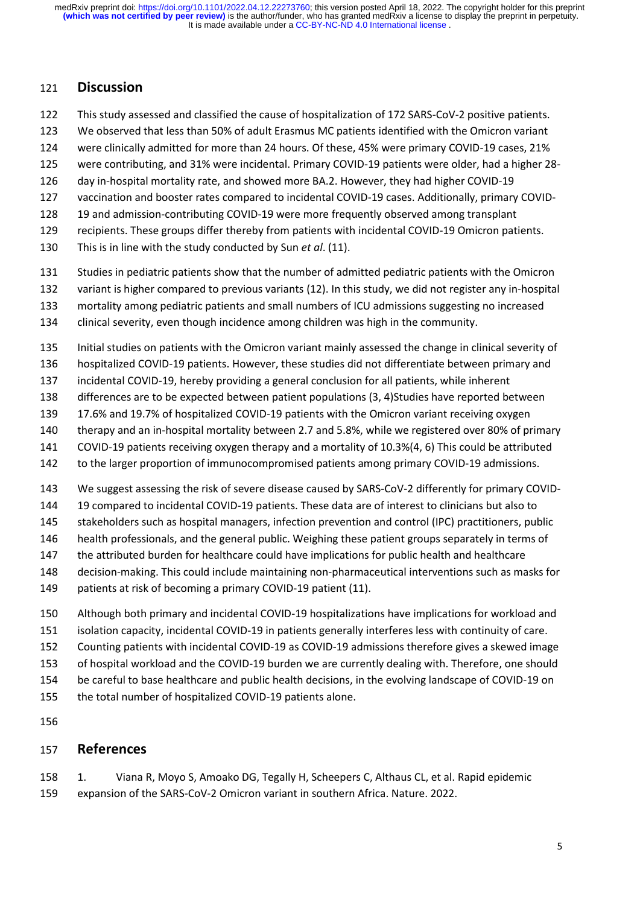## Discussion

This study assessed and classified the cause of hospitalization of 172 SARS-CoV-2 positive patients. We observed that less than 50% of adult Erasmus MC patients identified with the Omicron variant were clinically admitted for more than 24 hours. Of these, 45% were primary COVID-19 cases, 21% were contributing, and 31% were incidental. Primary COVID-19 patients were older, had a higher 28-day in-hospital mortality rate, and showed more BA.2. However, they had higher COVID-19 vaccination and booster rates compared to incidental COVID-19 cases. Additionally, primary COVID-19 and admission-contributing COVID-19 were more frequently observed among transplant recipients. These groups differ thereby from patients with incidental COVID-19 Omicron patients. This is in line with the study conducted by Sun *et al*. (11).

Studies in pediatric patients show that the number of admitted pediatric patients with the Omicron variant is higher compared to previous variants (12). In this study, we did not register any in-hospital mortality among pediatric patients and small numbers of ICU admissions suggesting no increased clinical severity, even though incidence among children was high in the community.

Initial studies on patients with the Omicron variant mainly assessed the change in clinical severity of hospitalized COVID-19 patients. However, these studies did not differentiate between primary and incidental COVID-19, hereby providing a general conclusion for all patients, while inherent differences are to be expected between patient populations (3, 4)Studies have reported between 17.6% and 19.7% of hospitalized COVID-19 patients with the Omicron variant receiving oxygen therapy and an in-hospital mortality between 2.7 and 5.8%, while we registered over 80% of primary COVID-19 patients receiving oxygen therapy and a mortality of 10.3%(4, 6) This could be attributed to the larger proportion of immunocompromised patients among primary COVID-19 admissions.

We suggest assessing the risk of severe disease caused by SARS-CoV-2 differently for primary COVID-19 compared to incidental COVID-19 patients. These data are of interest to clinicians but also to stakeholders such as hospital managers, infection prevention and control (IPC) practitioners, public health professionals, and the general public. Weighing these patient groups separately in terms of the attributed burden for healthcare could have implications for public health and healthcare decision-making. This could include maintaining non-pharmaceutical interventions such as masks for patients at risk of becoming a primary COVID-19 patient (11).

Although both primary and incidental COVID-19 hospitalizations have implications for workload and isolation capacity, incidental COVID-19 in patients generally interferes less with continuity of care. Counting patients with incidental COVID-19 as COVID-19 admissions therefore gives a skewed image of hospital workload and the COVID-19 burden we are currently dealing with. Therefore, one should be careful to base healthcare and public health decisions, in the evolving landscape of COVID-19 on the total number of hospitalized COVID-19 patients alone.

## References

1. Viana R, Moyo S, Amoako DG, Tegally H, Scheepers C, Althaus CL, et al. Rapid epidemic expansion of the SARS-CoV-2 Omicron variant in southern Africa. Nature. 2022.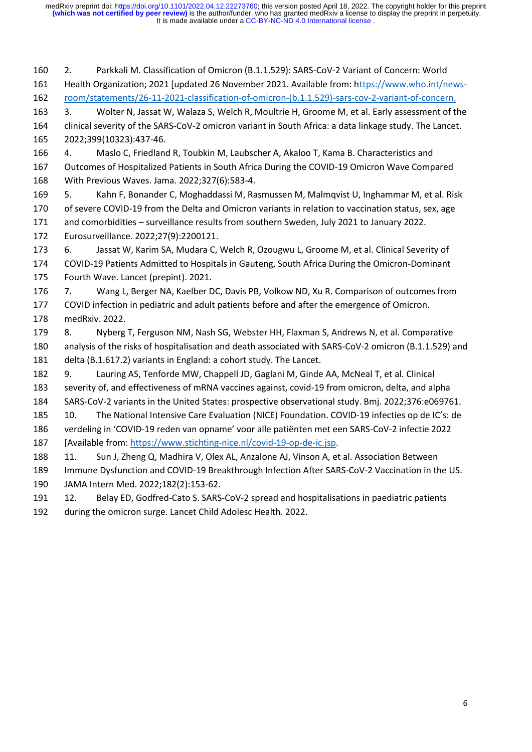2. Parkkali M. Classification of Omicron (B.1.1.529): SARS-CoV-2 Variant of Concern: World Health Organization; 2021 [updated 26 November 2021. Available from: https://www.who.int/news-room/statements/26-11-2021-classification-of-omicron-(b.1.1.529)-sars-cov-2-variant-of-concern.

3. Wolter N, Jassat W, Walaza S, Welch R, Moultrie H, Groome M, et al. Early assessment of the clinical severity of the SARS-CoV-2 omicron variant in South Africa: a data linkage study. The Lancet. 2022;399(10323):437-46.

4. Maslo C, Friedland R, Toubkin M, Laubscher A, Akaloo T, Kama B. Characteristics and Outcomes of Hospitalized Patients in South Africa During the COVID-19 Omicron Wave Compared With Previous Waves. Jama. 2022;327(6):583-4.

5. Kahn F, Bonander C, Moghaddassi M, Rasmussen M, Malmqvist U, Inghammar M, et al. Risk of severe COVID-19 from the Delta and Omicron variants in relation to vaccination status, sex, age and comorbidities – surveillance results from southern Sweden, July 2021 to January 2022. Eurosurveillance. 2022;27(9):2200121.

6. Jassat W, Karim SA, Mudara C, Welch R, Ozougwu L, Groome M, et al. Clinical Severity of COVID-19 Patients Admitted to Hospitals in Gauteng, South Africa During the Omicron-Dominant Fourth Wave. Lancet (prepint). 2021.

7. Wang L, Berger NA, Kaelber DC, Davis PB, Volkow ND, Xu R. Comparison of outcomes from COVID infection in pediatric and adult patients before and after the emergence of Omicron. medRxiv. 2022.

8. Nyberg T, Ferguson NM, Nash SG, Webster HH, Flaxman S, Andrews N, et al. Comparative analysis of the risks of hospitalisation and death associated with SARS-CoV-2 omicron (B.1.1.529) and delta (B.1.617.2) variants in England: a cohort study. The Lancet.

9. Lauring AS, Tenforde MW, Chappell JD, Gaglani M, Ginde AA, McNeal T, et al. Clinical severity of, and effectiveness of mRNA vaccines against, covid-19 from omicron, delta, and alpha SARS-CoV-2 variants in the United States: prospective observational study. Bmj. 2022;376:e069761.

10. The National Intensive Care Evaluation (NICE) Foundation. COVID-19 infecties op de IC's: de verdeling in 'COVID-19 reden van opname' voor alle patiënten met een SARS-CoV-2 infectie 2022 [Available from: https://www.stichting-nice.nl/covid-19-op-de-ic.jsp.

11. Sun J, Zheng Q, Madhira V, Olex AL, Anzalone AJ, Vinson A, et al. Association Between Immune Dysfunction and COVID-19 Breakthrough Infection After SARS-CoV-2 Vaccination in the US. JAMA Intern Med. 2022;182(2):153-62.

12. Belay ED, Godfred-Cato S. SARS-CoV-2 spread and hospitalisations in paediatric patients during the omicron surge. Lancet Child Adolesc Health. 2022.